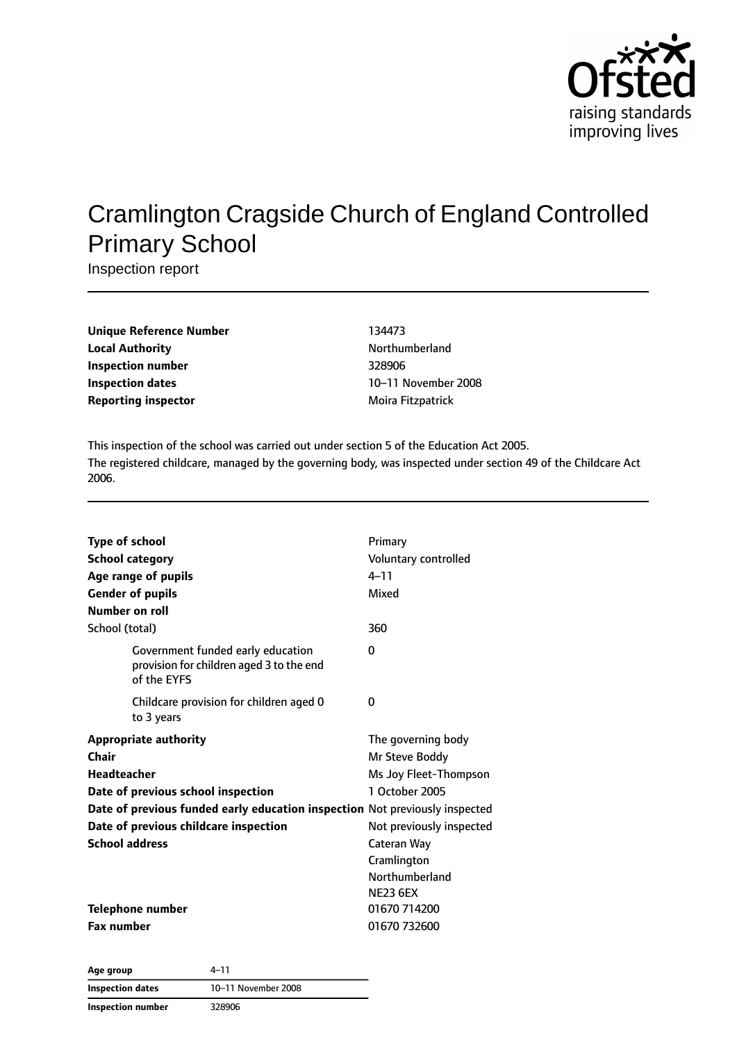# Cramlington Cragside Church of England Controlled Primary School

Inspection report

| | |
|---|---|
| **Unique Reference Number** | 134473 |
| **Local Authority** | Northumberland |
| **Inspection number** | 328906 |
| **Inspection dates** | 10–11 November 2008 |
| **Reporting inspector** | Moira Fitzpatrick |

This inspection of the school was carried out under section 5 of the Education Act 2005.
The registered childcare, managed by the governing body, was inspected under section 49 of the Childcare Act 2006.

| | |
|---|---|
| **Type of school** | Primary |
| **School category** | Voluntary controlled |
| **Age range of pupils** | 4–11 |
| **Gender of pupils** | Mixed |
| **Number on roll** | |
| School (total) | 360 |
| Government funded early education provision for children aged 3 to the end of the EYFS | 0 |
| Childcare provision for children aged 0 to 3 years | 0 |
| **Appropriate authority** | The governing body |
| **Chair** | Mr Steve Boddy |
| **Headteacher** | Ms Joy Fleet-Thompson |
| **Date of previous school inspection** | 1 October 2005 |
| **Date of previous funded early education inspection** | Not previously inspected |
| **Date of previous childcare inspection** | Not previously inspected |
| **School address** | Cateran Way<br>Cramlington<br>Northumberland<br>NE23 6EX |
| **Telephone number** | 01670 714200 |
| **Fax number** | 01670 732600 |

| | |
|---|---|
| **Age group** | 4–11 |
| **Inspection dates** | 10–11 November 2008 |
| **Inspection number** | 328906 |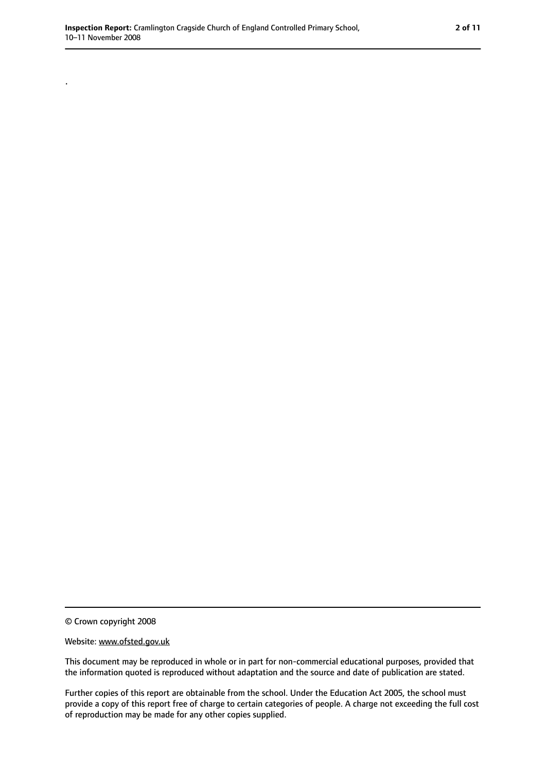.

© Crown copyright 2008

Website: www.ofsted.gov.uk

This document may be reproduced in whole or in part for non-commercial educational purposes, provided that the information quoted is reproduced without adaptation and the source and date of publication are stated.

Further copies of this report are obtainable from the school. Under the Education Act 2005, the school must provide a copy of this report free of charge to certain categories of people. A charge not exceeding the full cost of reproduction may be made for any other copies supplied.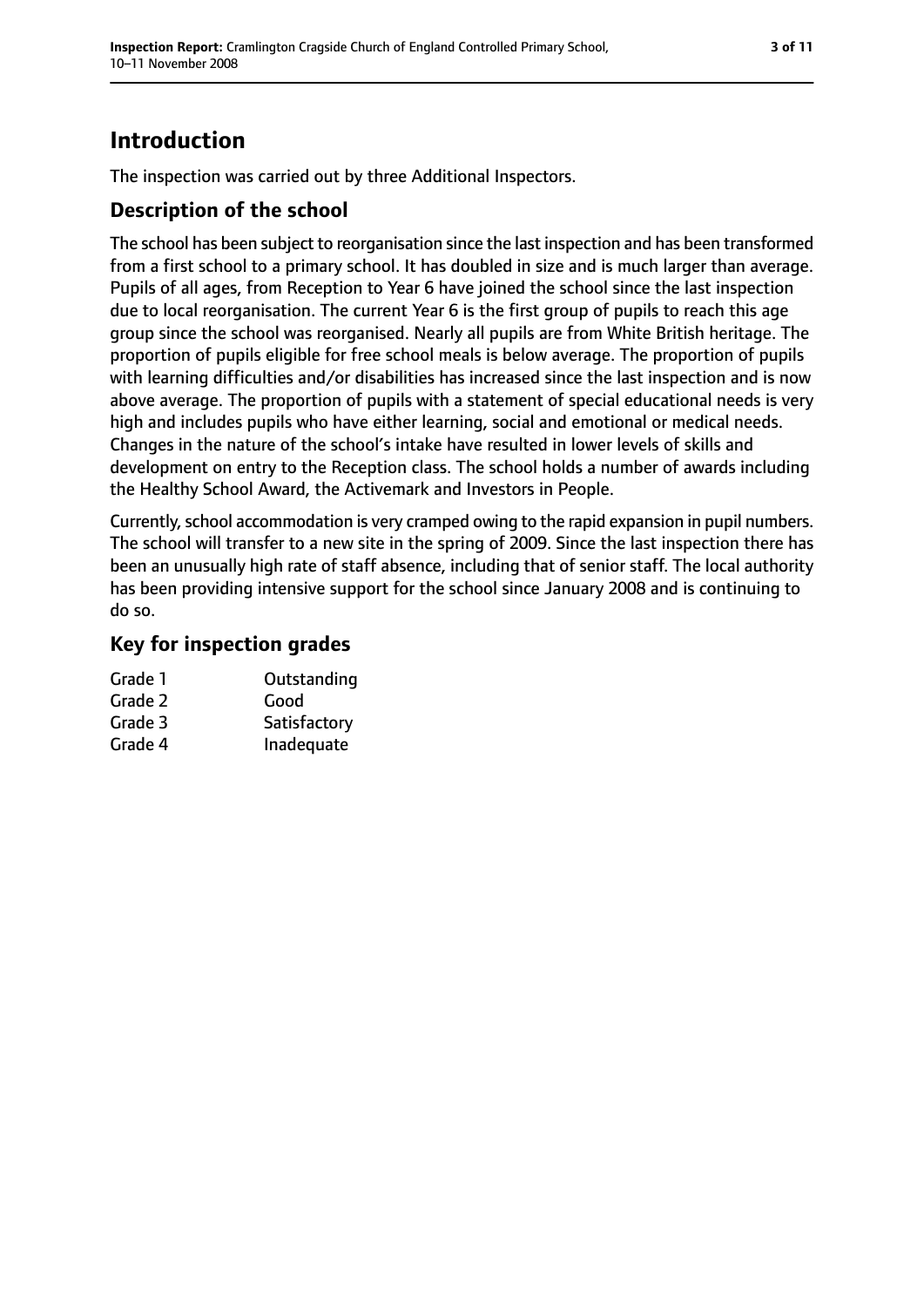# Introduction

The inspection was carried out by three Additional Inspectors.

## Description of the school

The school has been subject to reorganisation since the last inspection and has been transformed from a first school to a primary school. It has doubled in size and is much larger than average. Pupils of all ages, from Reception to Year 6 have joined the school since the last inspection due to local reorganisation. The current Year 6 is the first group of pupils to reach this age group since the school was reorganised. Nearly all pupils are from White British heritage. The proportion of pupils eligible for free school meals is below average. The proportion of pupils with learning difficulties and/or disabilities has increased since the last inspection and is now above average. The proportion of pupils with a statement of special educational needs is very high and includes pupils who have either learning, social and emotional or medical needs. Changes in the nature of the school's intake have resulted in lower levels of skills and development on entry to the Reception class. The school holds a number of awards including the Healthy School Award, the Activemark and Investors in People.

Currently, school accommodation is very cramped owing to the rapid expansion in pupil numbers. The school will transfer to a new site in the spring of 2009. Since the last inspection there has been an unusually high rate of staff absence, including that of senior staff. The local authority has been providing intensive support for the school since January 2008 and is continuing to do so.

## Key for inspection grades

| | |
|---|---|
| Grade 1 | Outstanding |
| Grade 2 | Good |
| Grade 3 | Satisfactory |
| Grade 4 | Inadequate |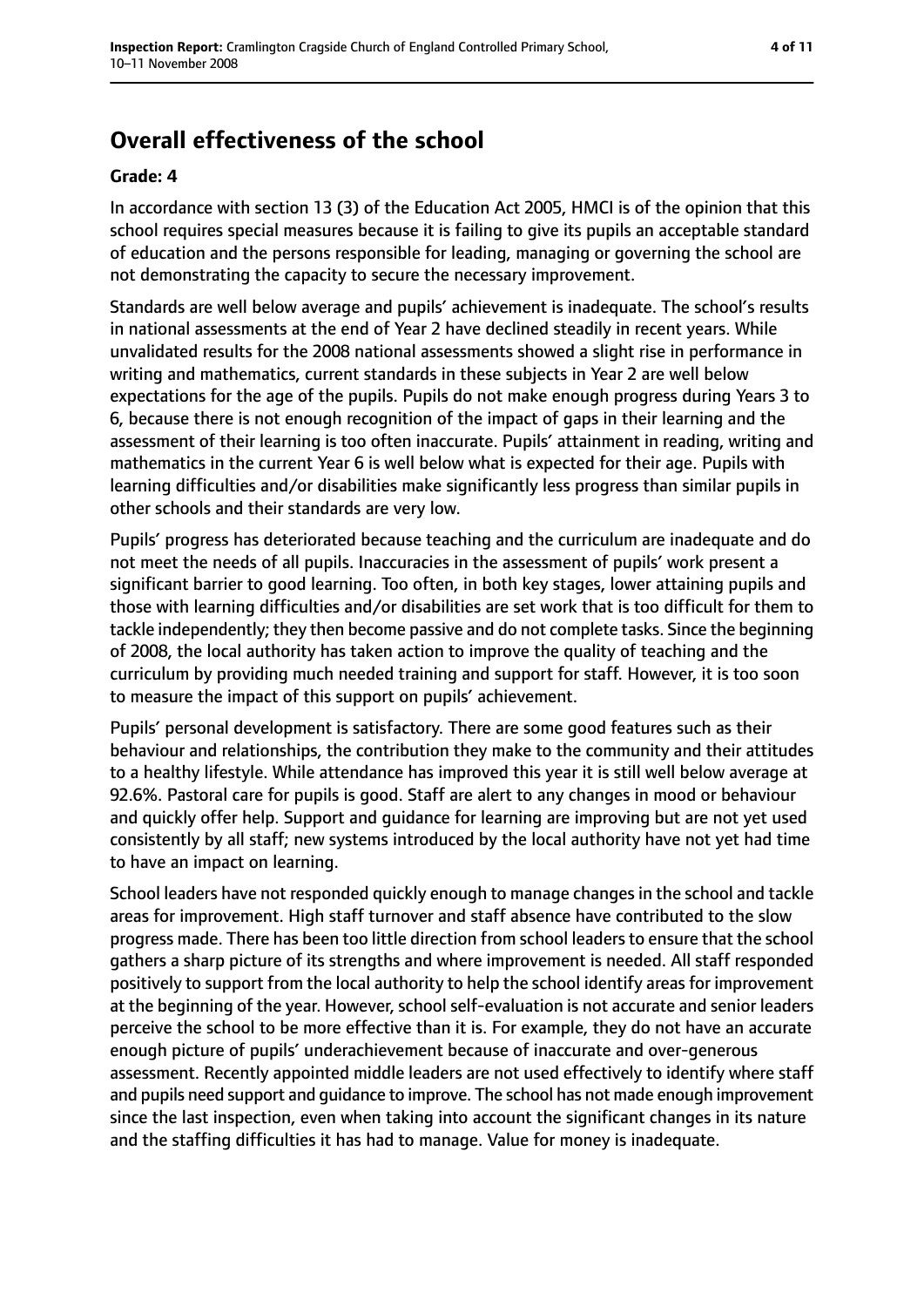# Overall effectiveness of the school

**Grade: 4**

In accordance with section 13 (3) of the Education Act 2005, HMCI is of the opinion that this school requires special measures because it is failing to give its pupils an acceptable standard of education and the persons responsible for leading, managing or governing the school are not demonstrating the capacity to secure the necessary improvement.

Standards are well below average and pupils' achievement is inadequate. The school's results in national assessments at the end of Year 2 have declined steadily in recent years. While unvalidated results for the 2008 national assessments showed a slight rise in performance in writing and mathematics, current standards in these subjects in Year 2 are well below expectations for the age of the pupils. Pupils do not make enough progress during Years 3 to 6, because there is not enough recognition of the impact of gaps in their learning and the assessment of their learning is too often inaccurate. Pupils' attainment in reading, writing and mathematics in the current Year 6 is well below what is expected for their age. Pupils with learning difficulties and/or disabilities make significantly less progress than similar pupils in other schools and their standards are very low.

Pupils' progress has deteriorated because teaching and the curriculum are inadequate and do not meet the needs of all pupils. Inaccuracies in the assessment of pupils' work present a significant barrier to good learning. Too often, in both key stages, lower attaining pupils and those with learning difficulties and/or disabilities are set work that is too difficult for them to tackle independently; they then become passive and do not complete tasks. Since the beginning of 2008, the local authority has taken action to improve the quality of teaching and the curriculum by providing much needed training and support for staff. However, it is too soon to measure the impact of this support on pupils' achievement.

Pupils' personal development is satisfactory. There are some good features such as their behaviour and relationships, the contribution they make to the community and their attitudes to a healthy lifestyle. While attendance has improved this year it is still well below average at 92.6%. Pastoral care for pupils is good. Staff are alert to any changes in mood or behaviour and quickly offer help. Support and guidance for learning are improving but are not yet used consistently by all staff; new systems introduced by the local authority have not yet had time to have an impact on learning.

School leaders have not responded quickly enough to manage changes in the school and tackle areas for improvement. High staff turnover and staff absence have contributed to the slow progress made. There has been too little direction from school leaders to ensure that the school gathers a sharp picture of its strengths and where improvement is needed. All staff responded positively to support from the local authority to help the school identify areas for improvement at the beginning of the year. However, school self-evaluation is not accurate and senior leaders perceive the school to be more effective than it is. For example, they do not have an accurate enough picture of pupils' underachievement because of inaccurate and over-generous assessment. Recently appointed middle leaders are not used effectively to identify where staff and pupils need support and guidance to improve. The school has not made enough improvement since the last inspection, even when taking into account the significant changes in its nature and the staffing difficulties it has had to manage. Value for money is inadequate.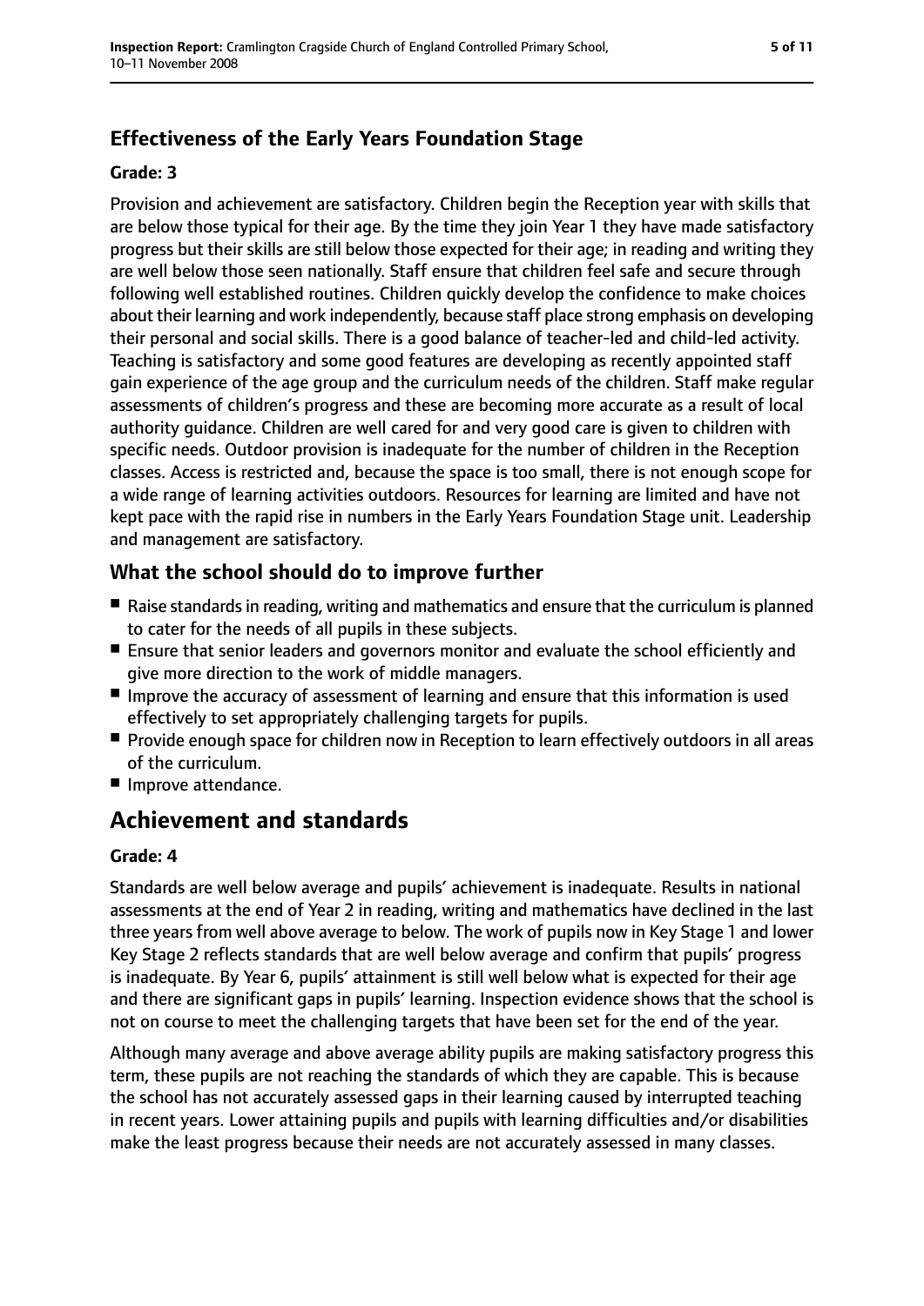## Effectiveness of the Early Years Foundation Stage

**Grade: 3**

Provision and achievement are satisfactory. Children begin the Reception year with skills that are below those typical for their age. By the time they join Year 1 they have made satisfactory progress but their skills are still below those expected for their age; in reading and writing they are well below those seen nationally. Staff ensure that children feel safe and secure through following well established routines. Children quickly develop the confidence to make choices about their learning and work independently, because staff place strong emphasis on developing their personal and social skills. There is a good balance of teacher-led and child-led activity. Teaching is satisfactory and some good features are developing as recently appointed staff gain experience of the age group and the curriculum needs of the children. Staff make regular assessments of children's progress and these are becoming more accurate as a result of local authority guidance. Children are well cared for and very good care is given to children with specific needs. Outdoor provision is inadequate for the number of children in the Reception classes. Access is restricted and, because the space is too small, there is not enough scope for a wide range of learning activities outdoors. Resources for learning are limited and have not kept pace with the rapid rise in numbers in the Early Years Foundation Stage unit. Leadership and management are satisfactory.

## What the school should do to improve further

- Raise standards in reading, writing and mathematics and ensure that the curriculum is planned to cater for the needs of all pupils in these subjects.
- Ensure that senior leaders and governors monitor and evaluate the school efficiently and give more direction to the work of middle managers.
- Improve the accuracy of assessment of learning and ensure that this information is used effectively to set appropriately challenging targets for pupils.
- Provide enough space for children now in Reception to learn effectively outdoors in all areas of the curriculum.
- Improve attendance.

# Achievement and standards

**Grade: 4**

Standards are well below average and pupils' achievement is inadequate. Results in national assessments at the end of Year 2 in reading, writing and mathematics have declined in the last three years from well above average to below. The work of pupils now in Key Stage 1 and lower Key Stage 2 reflects standards that are well below average and confirm that pupils' progress is inadequate. By Year 6, pupils' attainment is still well below what is expected for their age and there are significant gaps in pupils' learning. Inspection evidence shows that the school is not on course to meet the challenging targets that have been set for the end of the year.

Although many average and above average ability pupils are making satisfactory progress this term, these pupils are not reaching the standards of which they are capable. This is because the school has not accurately assessed gaps in their learning caused by interrupted teaching in recent years. Lower attaining pupils and pupils with learning difficulties and/or disabilities make the least progress because their needs are not accurately assessed in many classes.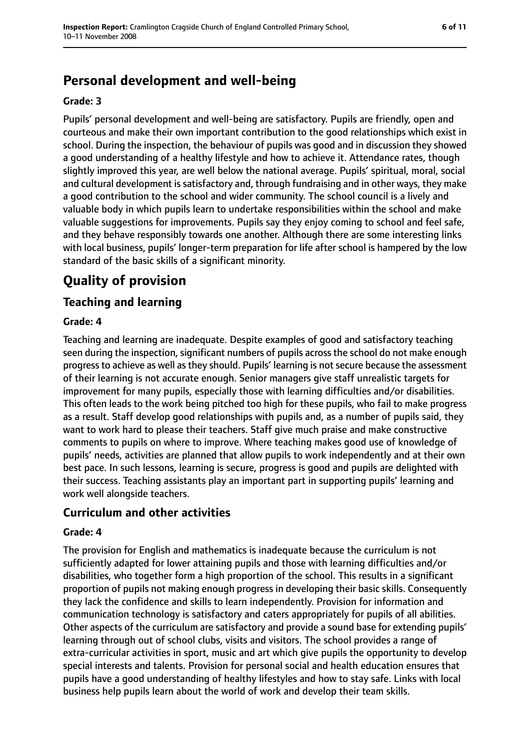## Personal development and well-being

**Grade: 3**

Pupils' personal development and well-being are satisfactory. Pupils are friendly, open and courteous and make their own important contribution to the good relationships which exist in school. During the inspection, the behaviour of pupils was good and in discussion they showed a good understanding of a healthy lifestyle and how to achieve it. Attendance rates, though slightly improved this year, are well below the national average. Pupils' spiritual, moral, social and cultural development is satisfactory and, through fundraising and in other ways, they make a good contribution to the school and wider community. The school council is a lively and valuable body in which pupils learn to undertake responsibilities within the school and make valuable suggestions for improvements. Pupils say they enjoy coming to school and feel safe, and they behave responsibly towards one another. Although there are some interesting links with local business, pupils' longer-term preparation for life after school is hampered by the low standard of the basic skills of a significant minority.

# Quality of provision

## Teaching and learning

**Grade: 4**

Teaching and learning are inadequate. Despite examples of good and satisfactory teaching seen during the inspection, significant numbers of pupils across the school do not make enough progress to achieve as well as they should. Pupils' learning is not secure because the assessment of their learning is not accurate enough. Senior managers give staff unrealistic targets for improvement for many pupils, especially those with learning difficulties and/or disabilities. This often leads to the work being pitched too high for these pupils, who fail to make progress as a result. Staff develop good relationships with pupils and, as a number of pupils said, they want to work hard to please their teachers. Staff give much praise and make constructive comments to pupils on where to improve. Where teaching makes good use of knowledge of pupils' needs, activities are planned that allow pupils to work independently and at their own best pace. In such lessons, learning is secure, progress is good and pupils are delighted with their success. Teaching assistants play an important part in supporting pupils' learning and work well alongside teachers.

## Curriculum and other activities

**Grade: 4**

The provision for English and mathematics is inadequate because the curriculum is not sufficiently adapted for lower attaining pupils and those with learning difficulties and/or disabilities, who together form a high proportion of the school. This results in a significant proportion of pupils not making enough progress in developing their basic skills. Consequently they lack the confidence and skills to learn independently. Provision for information and communication technology is satisfactory and caters appropriately for pupils of all abilities. Other aspects of the curriculum are satisfactory and provide a sound base for extending pupils' learning through out of school clubs, visits and visitors. The school provides a range of extra-curricular activities in sport, music and art which give pupils the opportunity to develop special interests and talents. Provision for personal social and health education ensures that pupils have a good understanding of healthy lifestyles and how to stay safe. Links with local business help pupils learn about the world of work and develop their team skills.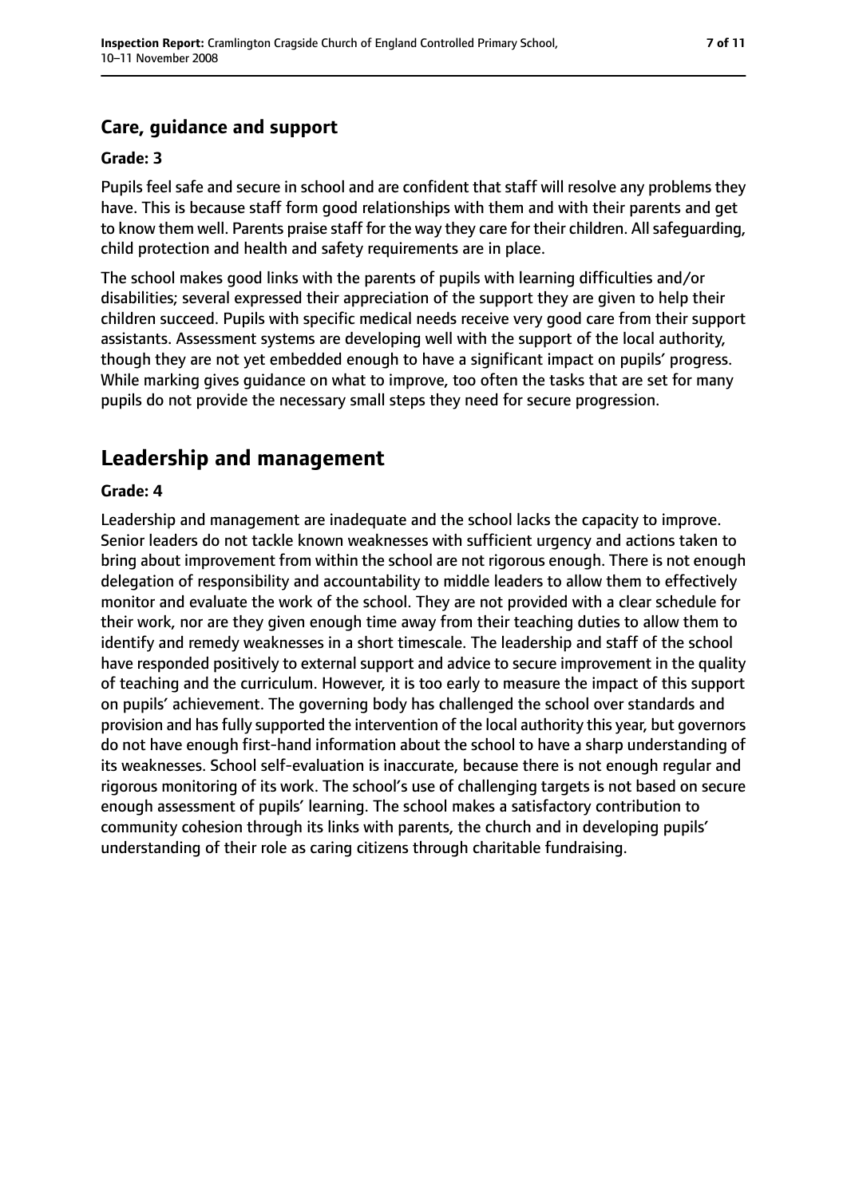### Care, guidance and support

#### Grade: 3

Pupils feel safe and secure in school and are confident that staff will resolve any problems they have. This is because staff form good relationships with them and with their parents and get to know them well. Parents praise staff for the way they care for their children. All safeguarding, child protection and health and safety requirements are in place.

The school makes good links with the parents of pupils with learning difficulties and/or disabilities; several expressed their appreciation of the support they are given to help their children succeed. Pupils with specific medical needs receive very good care from their support assistants. Assessment systems are developing well with the support of the local authority, though they are not yet embedded enough to have a significant impact on pupils' progress. While marking gives guidance on what to improve, too often the tasks that are set for many pupils do not provide the necessary small steps they need for secure progression.

## Leadership and management

#### Grade: 4

Leadership and management are inadequate and the school lacks the capacity to improve. Senior leaders do not tackle known weaknesses with sufficient urgency and actions taken to bring about improvement from within the school are not rigorous enough. There is not enough delegation of responsibility and accountability to middle leaders to allow them to effectively monitor and evaluate the work of the school. They are not provided with a clear schedule for their work, nor are they given enough time away from their teaching duties to allow them to identify and remedy weaknesses in a short timescale. The leadership and staff of the school have responded positively to external support and advice to secure improvement in the quality of teaching and the curriculum. However, it is too early to measure the impact of this support on pupils' achievement. The governing body has challenged the school over standards and provision and has fully supported the intervention of the local authority this year, but governors do not have enough first-hand information about the school to have a sharp understanding of its weaknesses. School self-evaluation is inaccurate, because there is not enough regular and rigorous monitoring of its work. The school's use of challenging targets is not based on secure enough assessment of pupils' learning. The school makes a satisfactory contribution to community cohesion through its links with parents, the church and in developing pupils' understanding of their role as caring citizens through charitable fundraising.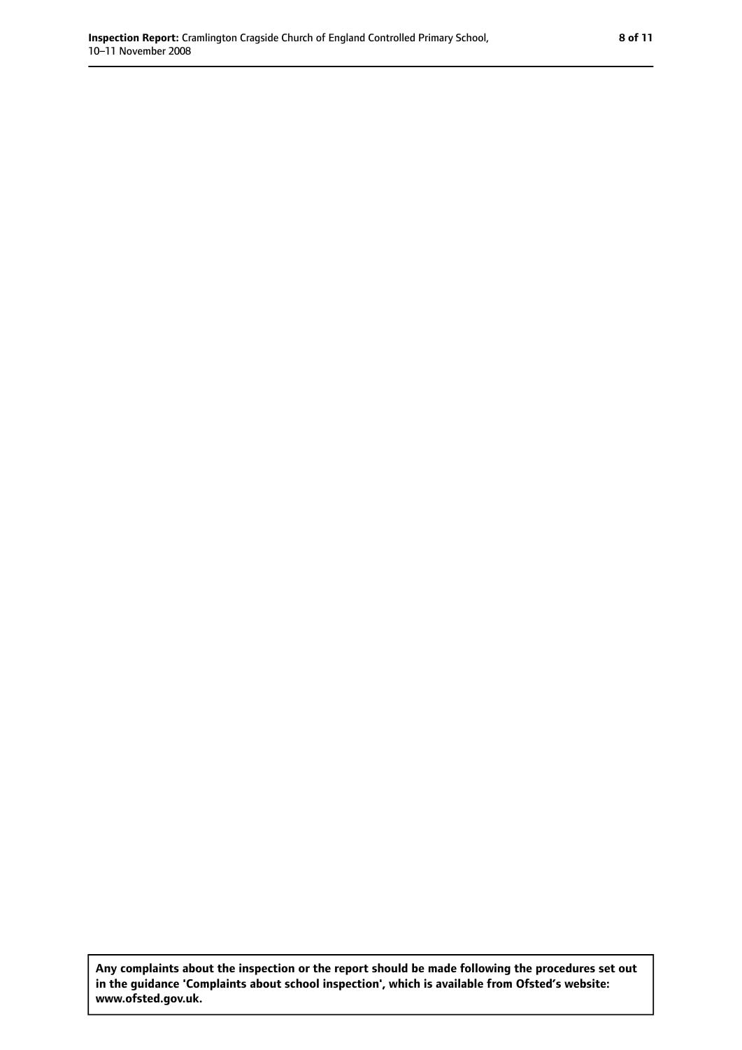**Any complaints about the inspection or the report should be made following the procedures set out in the guidance 'Complaints about school inspection', which is available from Ofsted's website: www.ofsted.gov.uk.**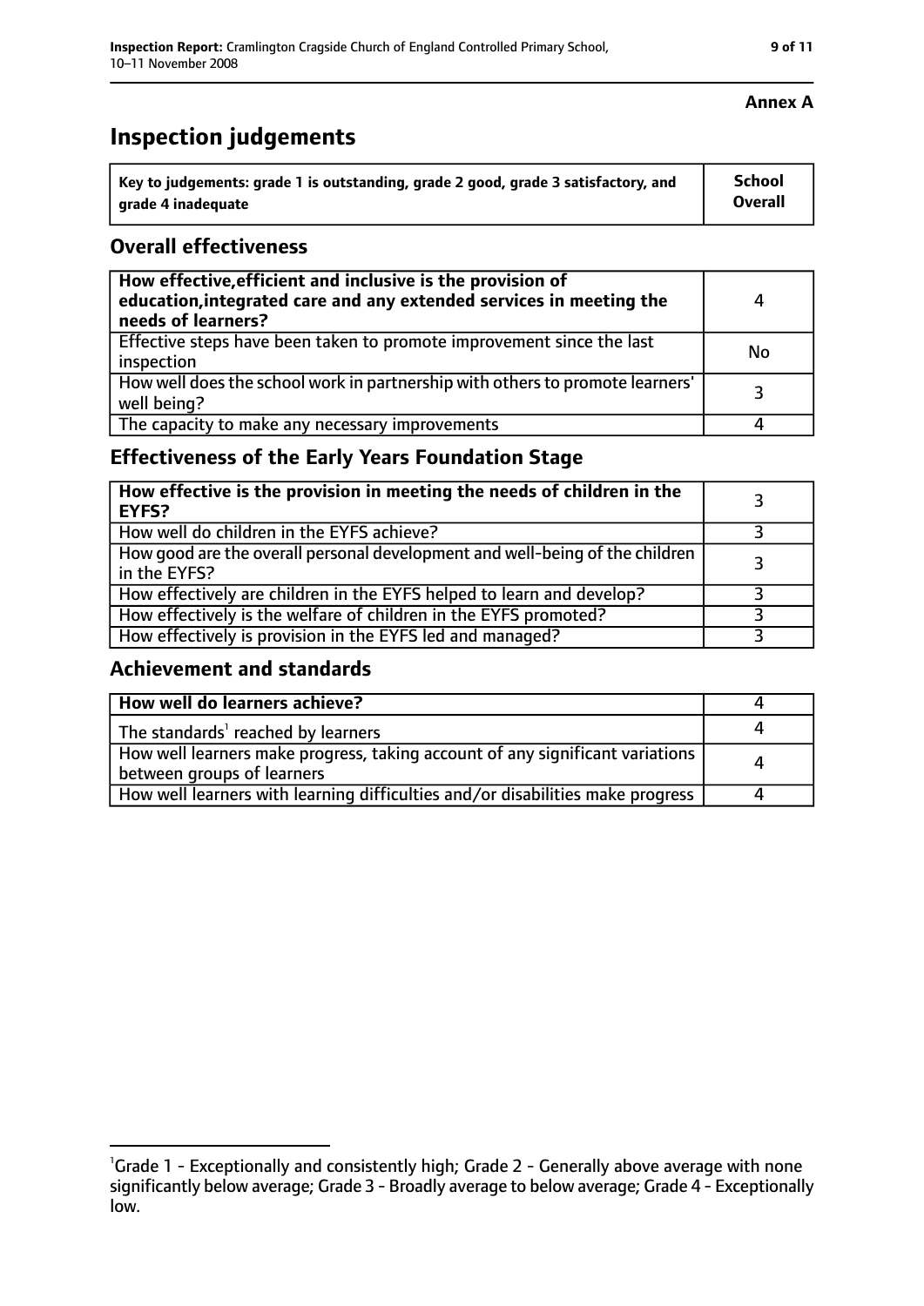**Annex A**

# Inspection judgements

| Key to judgements: grade 1 is outstanding, grade 2 good, grade 3 satisfactory, and grade 4 inadequate | School Overall |
| --- | --- |

## Overall effectiveness

| | |
| --- | --- |
| **How effective, efficient and inclusive is the provision of education, integrated care and any extended services in meeting the needs of learners?** | 4 |
| Effective steps have been taken to promote improvement since the last inspection | No |
| How well does the school work in partnership with others to promote learners' well being? | 3 |
| The capacity to make any necessary improvements | 4 |

## Effectiveness of the Early Years Foundation Stage

| | |
| --- | --- |
| **How effective is the provision in meeting the needs of children in the EYFS?** | 3 |
| How well do children in the EYFS achieve? | 3 |
| How good are the overall personal development and well-being of the children in the EYFS? | 3 |
| How effectively are children in the EYFS helped to learn and develop? | 3 |
| How effectively is the welfare of children in the EYFS promoted? | 3 |
| How effectively is provision in the EYFS led and managed? | 3 |

## Achievement and standards

| | |
| --- | --- |
| **How well do learners achieve?** | 4 |
| The standards[1] reached by learners | 4 |
| How well learners make progress, taking account of any significant variations between groups of learners | 4 |
| How well learners with learning difficulties and/or disabilities make progress | 4 |

[1]Grade 1 - Exceptionally and consistently high; Grade 2 - Generally above average with none significantly below average; Grade 3 - Broadly average to below average; Grade 4 - Exceptionally low.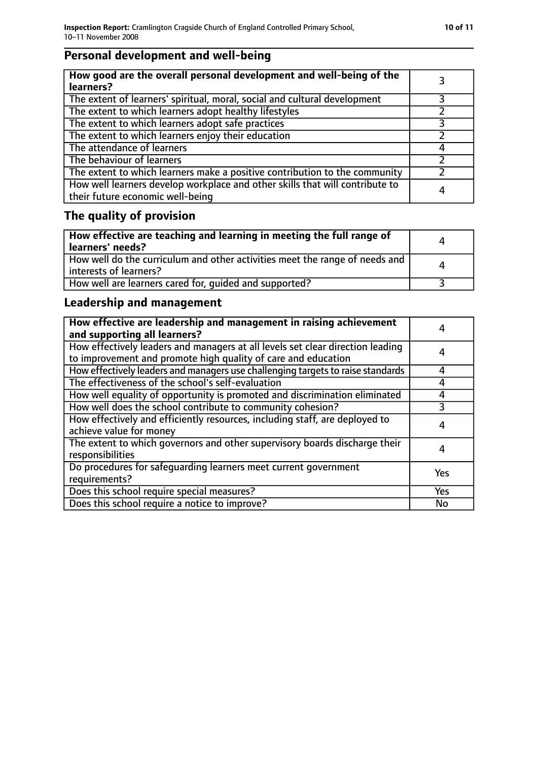## Personal development and well-being

| How good are the overall personal development and well-being of the learners? | 3 |
|---|---|
| The extent of learners' spiritual, moral, social and cultural development | 3 |
| The extent to which learners adopt healthy lifestyles | 2 |
| The extent to which learners adopt safe practices | 3 |
| The extent to which learners enjoy their education | 2 |
| The attendance of learners | 4 |
| The behaviour of learners | 2 |
| The extent to which learners make a positive contribution to the community | 2 |
| How well learners develop workplace and other skills that will contribute to their future economic well-being | 4 |

## The quality of provision

| How effective are teaching and learning in meeting the full range of learners' needs? | 4 |
|---|---|
| How well do the curriculum and other activities meet the range of needs and interests of learners? | 4 |
| How well are learners cared for, guided and supported? | 3 |

## Leadership and management

| How effective are leadership and management in raising achievement and supporting all learners? | 4 |
|---|---|
| How effectively leaders and managers at all levels set clear direction leading to improvement and promote high quality of care and education | 4 |
| How effectively leaders and managers use challenging targets to raise standards | 4 |
| The effectiveness of the school's self-evaluation | 4 |
| How well equality of opportunity is promoted and discrimination eliminated | 4 |
| How well does the school contribute to community cohesion? | 3 |
| How effectively and efficiently resources, including staff, are deployed to achieve value for money | 4 |
| The extent to which governors and other supervisory boards discharge their responsibilities | 4 |
| Do procedures for safeguarding learners meet current government requirements? | Yes |
| Does this school require special measures? | Yes |
| Does this school require a notice to improve? | No |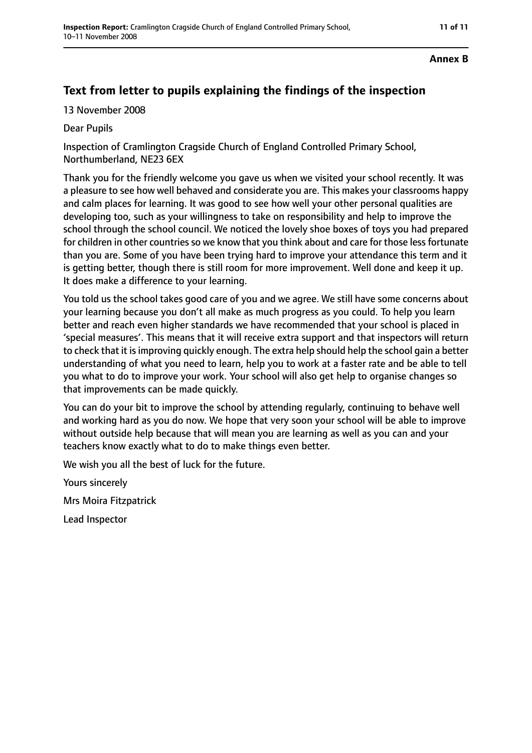**Annex B**

## Text from letter to pupils explaining the findings of the inspection

13 November 2008

Dear Pupils

Inspection of Cramlington Cragside Church of England Controlled Primary School, Northumberland, NE23 6EX

Thank you for the friendly welcome you gave us when we visited your school recently. It was a pleasure to see how well behaved and considerate you are. This makes your classrooms happy and calm places for learning. It was good to see how well your other personal qualities are developing too, such as your willingness to take on responsibility and help to improve the school through the school council. We noticed the lovely shoe boxes of toys you had prepared for children in other countries so we know that you think about and care for those less fortunate than you are. Some of you have been trying hard to improve your attendance this term and it is getting better, though there is still room for more improvement. Well done and keep it up. It does make a difference to your learning.

You told us the school takes good care of you and we agree. We still have some concerns about your learning because you don't all make as much progress as you could. To help you learn better and reach even higher standards we have recommended that your school is placed in 'special measures'. This means that it will receive extra support and that inspectors will return to check that it is improving quickly enough. The extra help should help the school gain a better understanding of what you need to learn, help you to work at a faster rate and be able to tell you what to do to improve your work. Your school will also get help to organise changes so that improvements can be made quickly.

You can do your bit to improve the school by attending regularly, continuing to behave well and working hard as you do now. We hope that very soon your school will be able to improve without outside help because that will mean you are learning as well as you can and your teachers know exactly what to do to make things even better.

We wish you all the best of luck for the future.

Yours sincerely

Mrs Moira Fitzpatrick

Lead Inspector